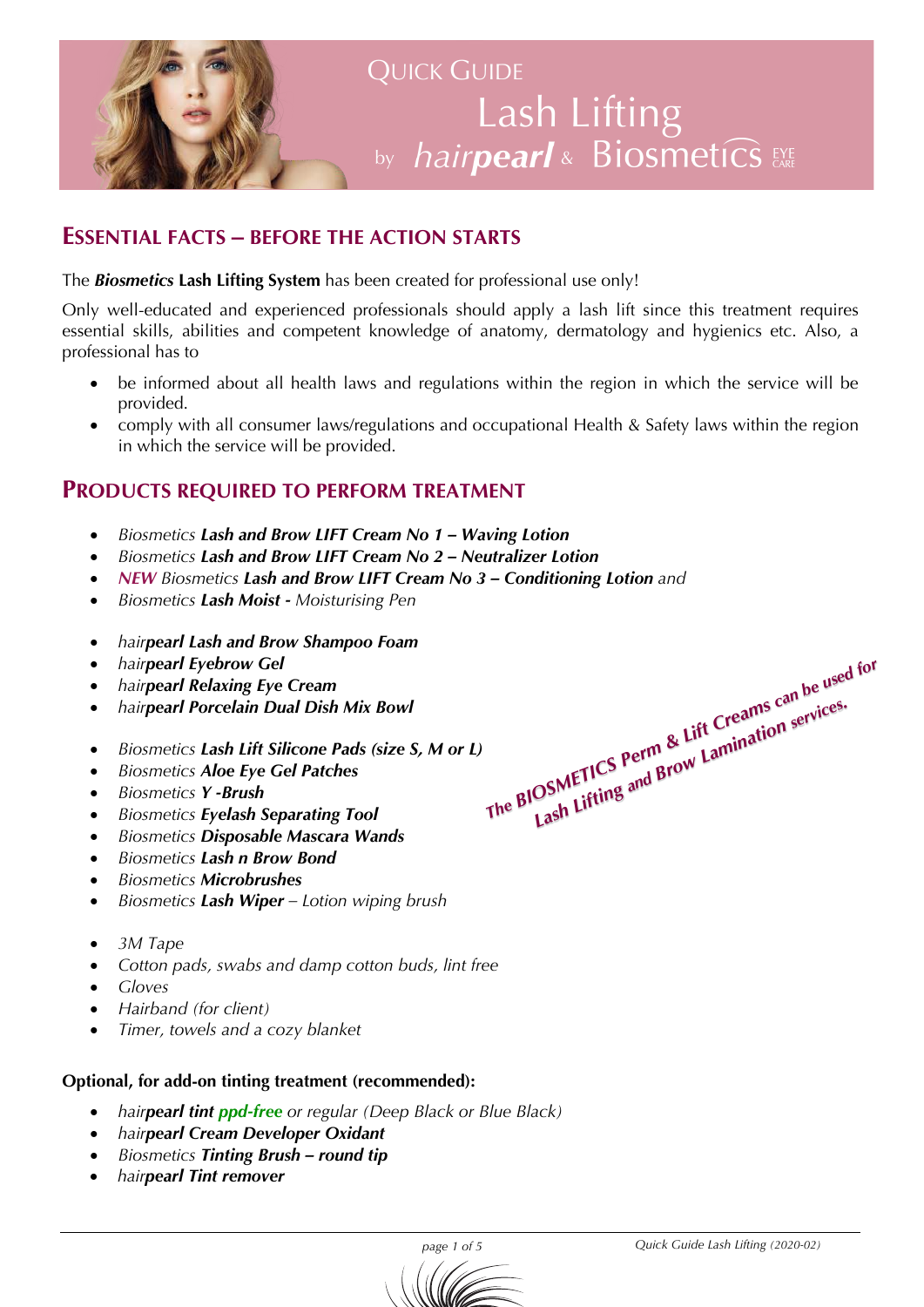# Quick Guide Lash Lifting

by *hairpearl* & Biosmetics EYE CARE

## ESSENTIAL FACTS – BEFORE THE ACTION STARTS

The ***Biosmetics*** **Lash Lifting System** has been created for professional use only!

Only well-educated and experienced professionals should apply a lash lift since this treatment requires essential skills, abilities and competent knowledge of anatomy, dermatology and hygienics etc. Also, a professional has to

- be informed about all health laws and regulations within the region in which the service will be provided.
- comply with all consumer laws/regulations and occupational Health & Safety laws within the region in which the service will be provided.

## PRODUCTS REQUIRED TO PERFORM TREATMENT

- *Biosmetics* ***Lash and Brow LIFT Cream No 1 – Waving Lotion***
- *Biosmetics* ***Lash and Brow LIFT Cream No 2 – Neutralizer Lotion***
- ***NEW*** *Biosmetics* ***Lash and Brow LIFT Cream No 3 – Conditioning Lotion*** *and*
- *Biosmetics* ***Lash Moist -*** *Moisturising Pen*

- *hair**pearl** **Lash and Brow Shampoo Foam***
- *hair**pearl** **Eyebrow Gel***
- *hair**pearl** **Relaxing Eye Cream***
- *hair**pearl** **Porcelain Dual Dish Mix Bowl***

- *Biosmetics* ***Lash Lift Silicone Pads (size S, M or L)***
- *Biosmetics* ***Aloe Eye Gel Patches***
- *Biosmetics* ***Y -Brush***
- *Biosmetics* ***Eyelash Separating Tool***
- *Biosmetics* ***Disposable Mascara Wands***
- *Biosmetics* ***Lash n Brow Bond***
- *Biosmetics* ***Microbrushes***
- *Biosmetics* ***Lash Wiper*** *– Lotion wiping brush*

- *3M Tape*
- *Cotton pads, swabs and damp cotton buds, lint free*
- *Gloves*
- *Hairband (for client)*
- *Timer, towels and a cozy blanket*

***The BIOSMETICS Perm & Lift Creams can be used for Lash Lifting and Brow Lamination services.***

**Optional, for add-on tinting treatment (recommended):**

- *hair**pearl** **tint ppd-free*** *or regular (Deep Black or Blue Black)*
- *hair**pearl** **Cream Developer Oxidant***
- *Biosmetics* ***Tinting Brush – round tip***
- *hair**pearl** **Tint remover***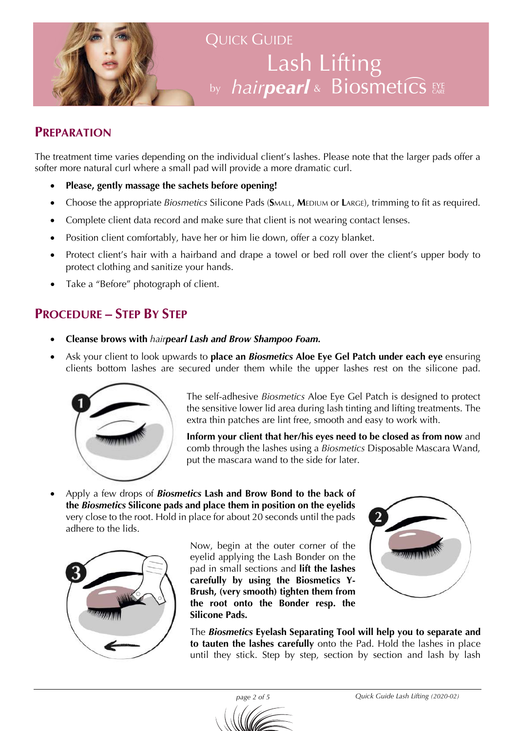# Quick Guide

# Lash Lifting

by *hairpearl* & Biosmetics EYE CARE

## Preparation

The treatment time varies depending on the individual client's lashes. Please note that the larger pads offer a softer more natural curl where a small pad will provide a more dramatic curl.

- **Please, gently massage the sachets before opening!**
- Choose the appropriate *Biosmetics* Silicone Pads (**S**MALL, **M**EDIUM or **L**ARGE), trimming to fit as required.
- Complete client data record and make sure that client is not wearing contact lenses.
- Position client comfortably, have her or him lie down, offer a cozy blanket.
- Protect client's hair with a hairband and drape a towel or bed roll over the client's upper body to protect clothing and sanitize your hands.
- Take a "Before" photograph of client.

## Procedure – Step By Step

- **Cleanse brows with** *hair***pearl** ***Lash and Brow Shampoo Foam.***
- Ask your client to look upwards to **place an *Biosmetics* Aloe Eye Gel Patch under each eye** ensuring clients bottom lashes are secured under them while the upper lashes rest on the silicone pad.

The self-adhesive *Biosmetics* Aloe Eye Gel Patch is designed to protect the sensitive lower lid area during lash tinting and lifting treatments. The extra thin patches are lint free, smooth and easy to work with.

**Inform your client that her/his eyes need to be closed as from now** and comb through the lashes using a *Biosmetics* Disposable Mascara Wand, put the mascara wand to the side for later.

- Apply a few drops of ***Biosmetics* Lash and Brow Bond to the back of the *Biosmetics* Silicone pads and place them in position on the eyelids** very close to the root. Hold in place for about 20 seconds until the pads adhere to the lids.

Now, begin at the outer corner of the eyelid applying the Lash Bonder on the pad in small sections and **lift the lashes carefully by using the Biosmetics Y-Brush, (very smooth) tighten them from the root onto the Bonder resp. the Silicone Pads.**

The ***Biosmetics* Eyelash Separating Tool will help you to separate and to tauten the lashes carefully** onto the Pad. Hold the lashes in place until they stick. Step by step, section by section and lash by lash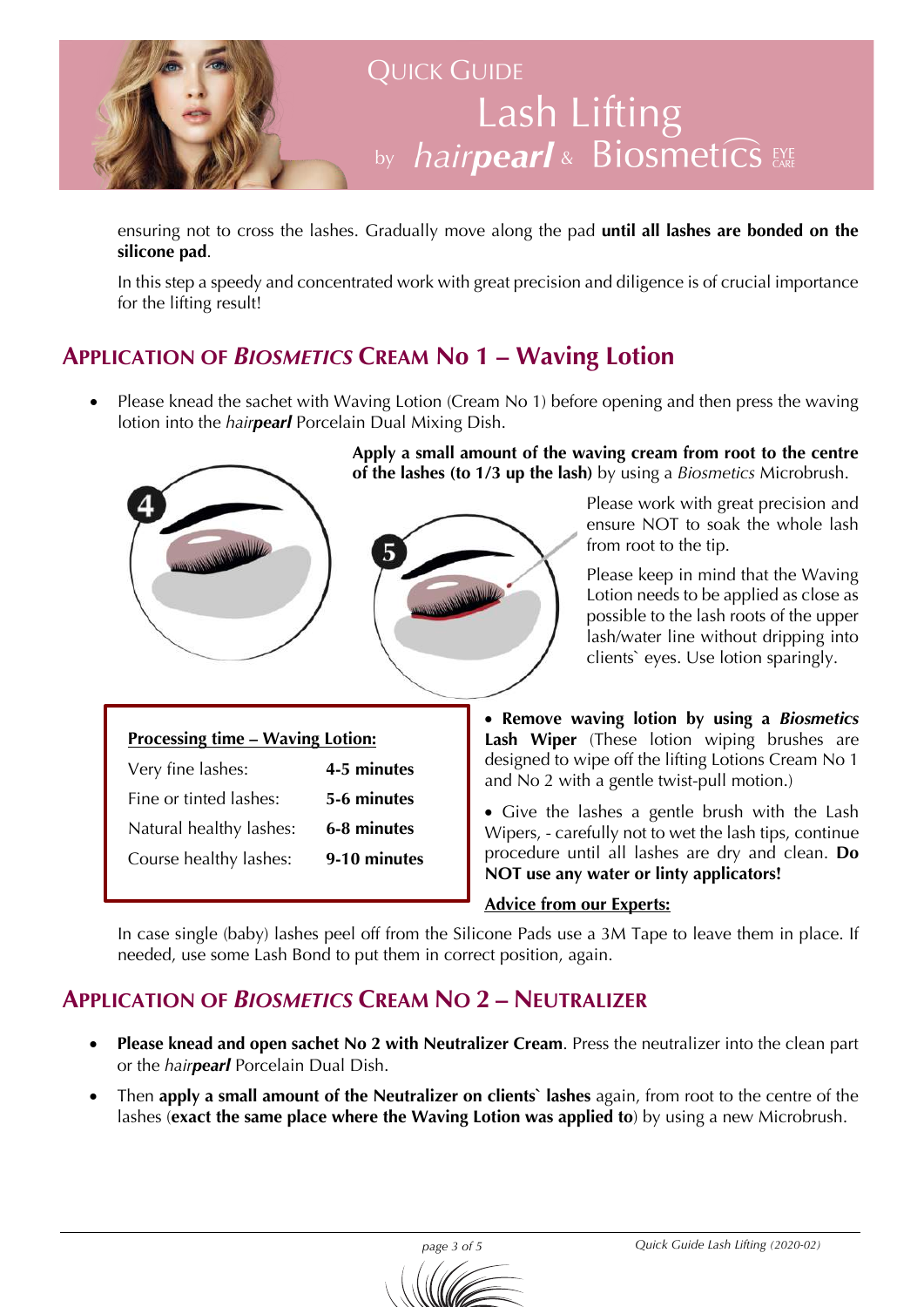ensuring not to cross the lashes. Gradually move along the pad **until all lashes are bonded on the silicone pad**.

In this step a speedy and concentrated work with great precision and diligence is of crucial importance for the lifting result!

## APPLICATION OF *BIOSMETICS* CREAM No 1 – Waving Lotion

- Please knead the sachet with Waving Lotion (Cream No 1) before opening and then press the waving lotion into the *hair**pearl*** Porcelain Dual Mixing Dish.

**Apply a small amount of the waving cream from root to the centre of the lashes (to 1/3 up the lash)** by using a *Biosmetics* Microbrush.

Please work with great precision and ensure NOT to soak the whole lash from root to the tip.

Please keep in mind that the Waving Lotion needs to be applied as close as possible to the lash roots of the upper lash/water line without dripping into clients` eyes. Use lotion sparingly.

| **Processing time – Waving Lotion:** | |
|---|---|
| Very fine lashes: | **4-5 minutes** |
| Fine or tinted lashes: | **5-6 minutes** |
| Natural healthy lashes: | **6-8 minutes** |
| Course healthy lashes: | **9-10 minutes** |

- **Remove waving lotion by using a *Biosmetics* Lash Wiper** (These lotion wiping brushes are designed to wipe off the lifting Lotions Cream No 1 and No 2 with a gentle twist-pull motion.)
- Give the lashes a gentle brush with the Lash Wipers, - carefully not to wet the lash tips, continue procedure until all lashes are dry and clean. **Do NOT use any water or linty applicators!**

**Advice from our Experts:**

In case single (baby) lashes peel off from the Silicone Pads use a 3M Tape to leave them in place. If needed, use some Lash Bond to put them in correct position, again.

## APPLICATION OF *BIOSMETICS* CREAM NO 2 – NEUTRALIZER

- **Please knead and open sachet No 2 with Neutralizer Cream**. Press the neutralizer into the clean part or the *hair**pearl*** Porcelain Dual Dish.
- Then **apply a small amount of the Neutralizer on clients` lashes** again, from root to the centre of the lashes (**exact the same place where the Waving Lotion was applied to**) by using a new Microbrush.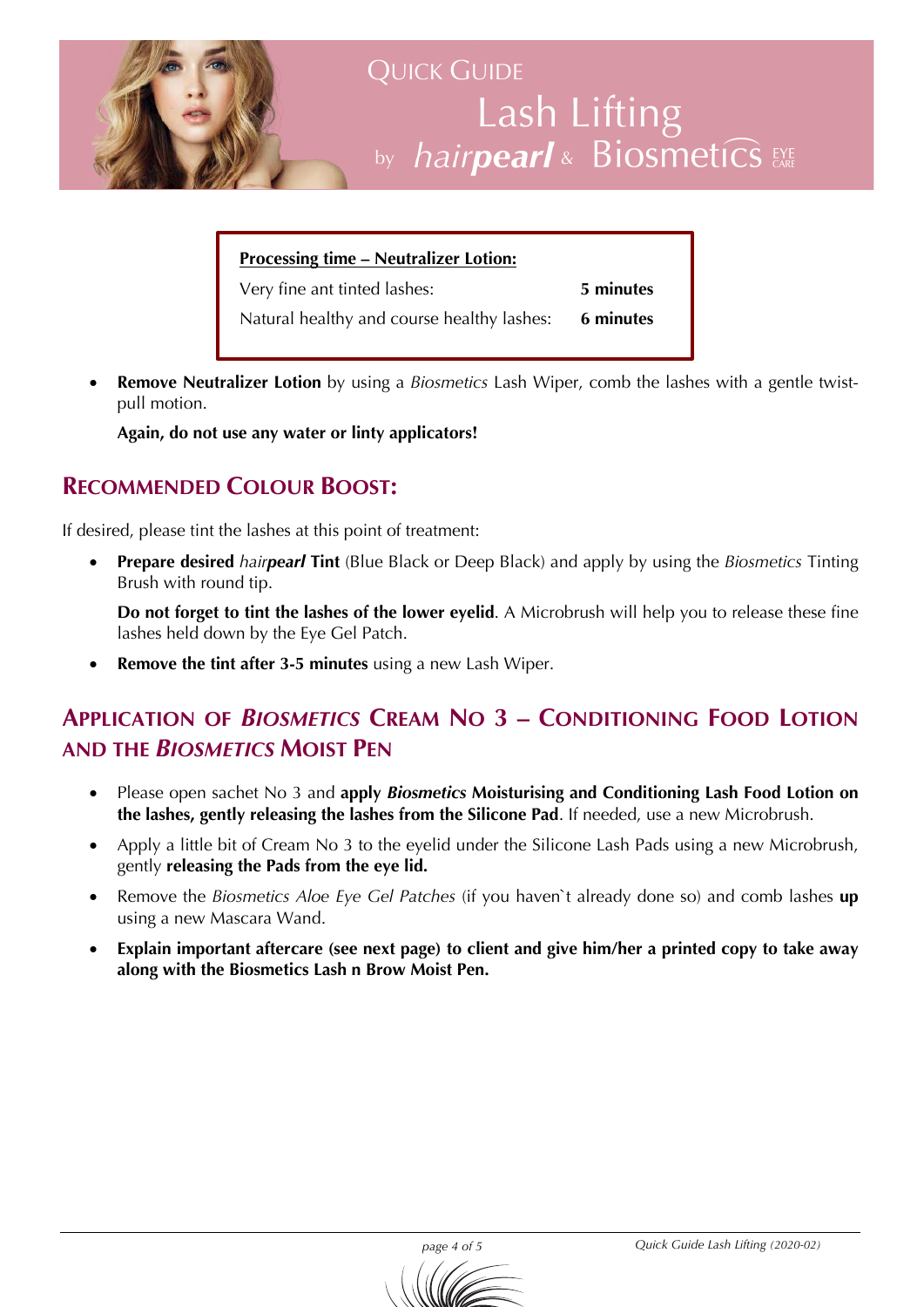**Processing time – Neutralizer Lotion:**

| | |
|---|---|
| Very fine ant tinted lashes: | **5 minutes** |
| Natural healthy and course healthy lashes: | **6 minutes** |

- **Remove Neutralizer Lotion** by using a *Biosmetics* Lash Wiper, comb the lashes with a gentle twist-pull motion.

  **Again, do not use any water or linty applicators!**

## Recommended Colour Boost:

If desired, please tint the lashes at this point of treatment:

- **Prepare desired** *hair***pearl** **Tint** (Blue Black or Deep Black) and apply by using the *Biosmetics* Tinting Brush with round tip.

  **Do not forget to tint the lashes of the lower eyelid**. A Microbrush will help you to release these fine lashes held down by the Eye Gel Patch.

- **Remove the tint after 3-5 minutes** using a new Lash Wiper.

## Application of *Biosmetics* Cream No 3 – Conditioning Food Lotion and the *Biosmetics* Moist Pen

- Please open sachet No 3 and **apply *Biosmetics* Moisturising and Conditioning Lash Food Lotion on the lashes, gently releasing the lashes from the Silicone Pad**. If needed, use a new Microbrush.
- Apply a little bit of Cream No 3 to the eyelid under the Silicone Lash Pads using a new Microbrush, gently **releasing the Pads from the eye lid.**
- Remove the *Biosmetics Aloe Eye Gel Patches* (if you haven`t already done so) and comb lashes **up** using a new Mascara Wand.
- **Explain important aftercare (see next page) to client and give him/her a printed copy to take away along with the Biosmetics Lash n Brow Moist Pen.**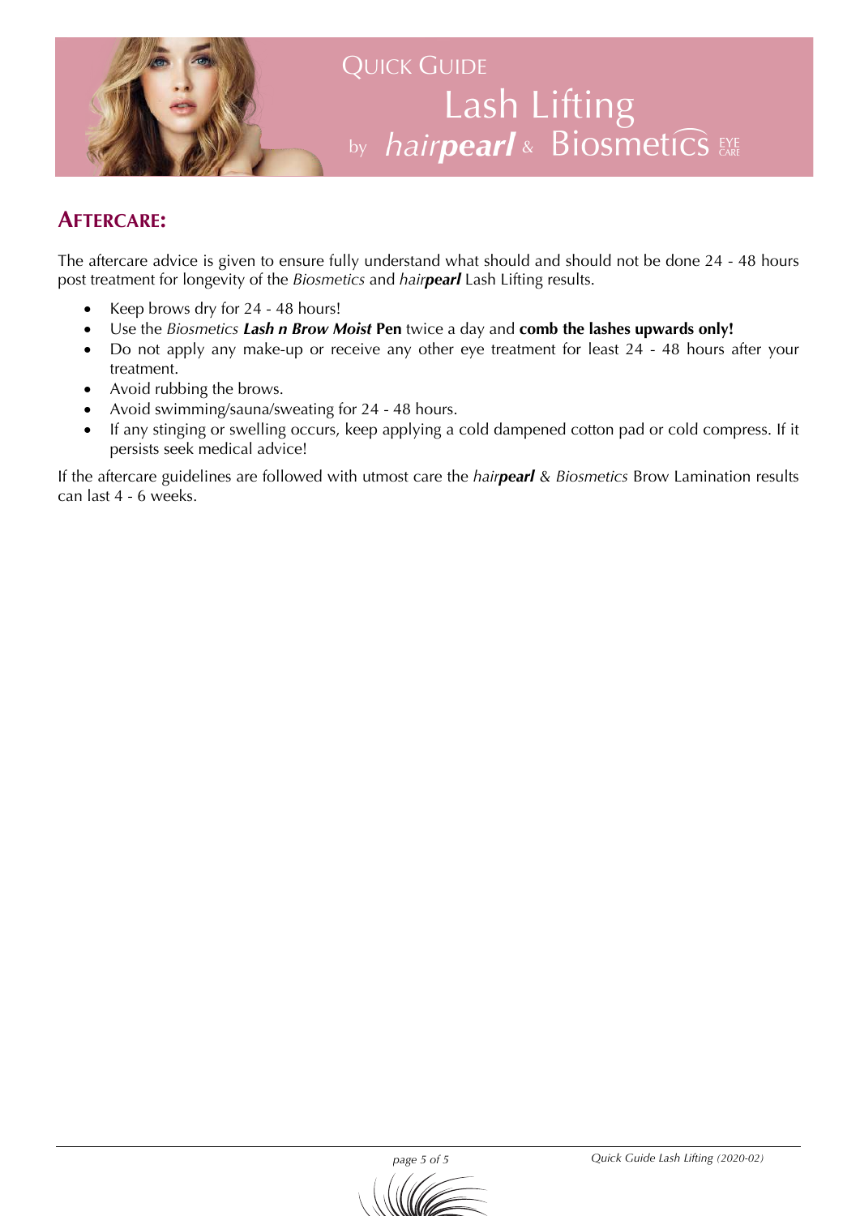## Aftercare:

The aftercare advice is given to ensure fully understand what should and should not be done 24 - 48 hours post treatment for longevity of the *Biosmetics* and *hair**pearl*** Lash Lifting results.

- Keep brows dry for 24 - 48 hours!
- Use the *Biosmetics* ***Lash n Brow Moist*** **Pen** twice a day and **comb the lashes upwards only!**
- Do not apply any make-up or receive any other eye treatment for least 24 - 48 hours after your treatment.
- Avoid rubbing the brows.
- Avoid swimming/sauna/sweating for 24 - 48 hours.
- If any stinging or swelling occurs, keep applying a cold dampened cotton pad or cold compress. If it persists seek medical advice!

If the aftercare guidelines are followed with utmost care the *hair**pearl*** & *Biosmetics* Brow Lamination results can last 4 - 6 weeks.